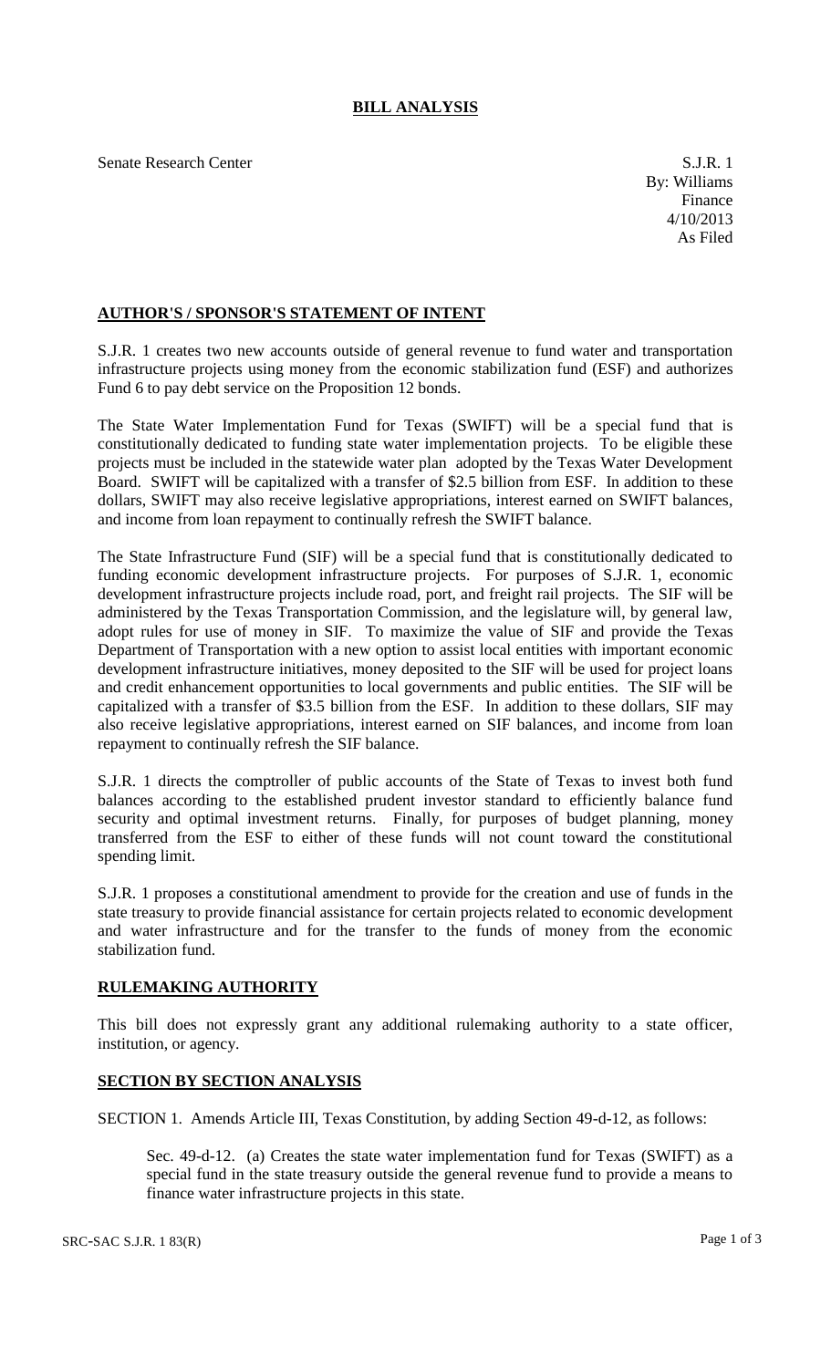# BILL ANALYSIS

Senate Research Center

S.J.R. 1
By: Williams
Finance
4/10/2013
As Filed

## AUTHOR'S / SPONSOR'S STATEMENT OF INTENT

S.J.R. 1 creates two new accounts outside of general revenue to fund water and transportation infrastructure projects using money from the economic stabilization fund (ESF) and authorizes Fund 6 to pay debt service on the Proposition 12 bonds.

The State Water Implementation Fund for Texas (SWIFT) will be a special fund that is constitutionally dedicated to funding state water implementation projects. To be eligible these projects must be included in the statewide water plan adopted by the Texas Water Development Board. SWIFT will be capitalized with a transfer of $2.5 billion from ESF. In addition to these dollars, SWIFT may also receive legislative appropriations, interest earned on SWIFT balances, and income from loan repayment to continually refresh the SWIFT balance.

The State Infrastructure Fund (SIF) will be a special fund that is constitutionally dedicated to funding economic development infrastructure projects. For purposes of S.J.R. 1, economic development infrastructure projects include road, port, and freight rail projects. The SIF will be administered by the Texas Transportation Commission, and the legislature will, by general law, adopt rules for use of money in SIF. To maximize the value of SIF and provide the Texas Department of Transportation with a new option to assist local entities with important economic development infrastructure initiatives, money deposited to the SIF will be used for project loans and credit enhancement opportunities to local governments and public entities. The SIF will be capitalized with a transfer of $3.5 billion from the ESF. In addition to these dollars, SIF may also receive legislative appropriations, interest earned on SIF balances, and income from loan repayment to continually refresh the SIF balance.

S.J.R. 1 directs the comptroller of public accounts of the State of Texas to invest both fund balances according to the established prudent investor standard to efficiently balance fund security and optimal investment returns. Finally, for purposes of budget planning, money transferred from the ESF to either of these funds will not count toward the constitutional spending limit.

S.J.R. 1 proposes a constitutional amendment to provide for the creation and use of funds in the state treasury to provide financial assistance for certain projects related to economic development and water infrastructure and for the transfer to the funds of money from the economic stabilization fund.

## RULEMAKING AUTHORITY

This bill does not expressly grant any additional rulemaking authority to a state officer, institution, or agency.

## SECTION BY SECTION ANALYSIS

SECTION 1. Amends Article III, Texas Constitution, by adding Section 49-d-12, as follows:

Sec. 49-d-12. (a) Creates the state water implementation fund for Texas (SWIFT) as a special fund in the state treasury outside the general revenue fund to provide a means to finance water infrastructure projects in this state.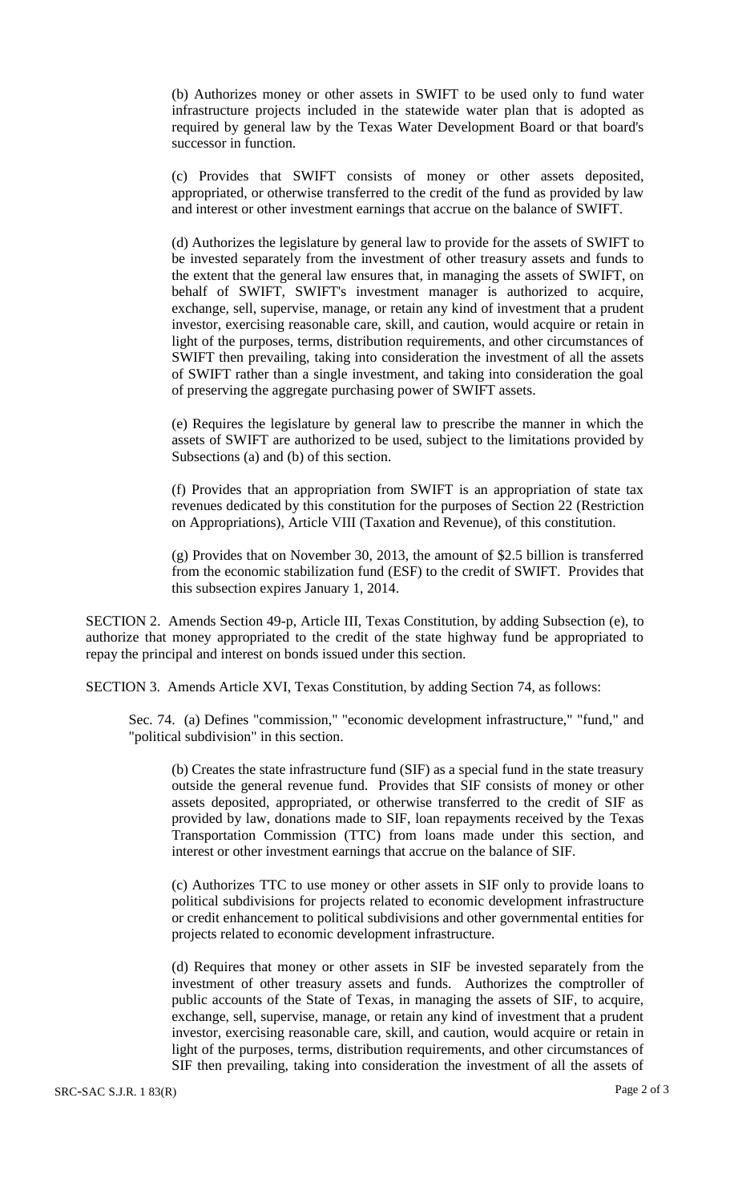(b) Authorizes money or other assets in SWIFT to be used only to fund water infrastructure projects included in the statewide water plan that is adopted as required by general law by the Texas Water Development Board or that board's successor in function.

(c) Provides that SWIFT consists of money or other assets deposited, appropriated, or otherwise transferred to the credit of the fund as provided by law and interest or other investment earnings that accrue on the balance of SWIFT.

(d) Authorizes the legislature by general law to provide for the assets of SWIFT to be invested separately from the investment of other treasury assets and funds to the extent that the general law ensures that, in managing the assets of SWIFT, on behalf of SWIFT, SWIFT's investment manager is authorized to acquire, exchange, sell, supervise, manage, or retain any kind of investment that a prudent investor, exercising reasonable care, skill, and caution, would acquire or retain in light of the purposes, terms, distribution requirements, and other circumstances of SWIFT then prevailing, taking into consideration the investment of all the assets of SWIFT rather than a single investment, and taking into consideration the goal of preserving the aggregate purchasing power of SWIFT assets.

(e) Requires the legislature by general law to prescribe the manner in which the assets of SWIFT are authorized to be used, subject to the limitations provided by Subsections (a) and (b) of this section.

(f) Provides that an appropriation from SWIFT is an appropriation of state tax revenues dedicated by this constitution for the purposes of Section 22 (Restriction on Appropriations), Article VIII (Taxation and Revenue), of this constitution.

(g) Provides that on November 30, 2013, the amount of $2.5 billion is transferred from the economic stabilization fund (ESF) to the credit of SWIFT. Provides that this subsection expires January 1, 2014.

SECTION 2. Amends Section 49-p, Article III, Texas Constitution, by adding Subsection (e), to authorize that money appropriated to the credit of the state highway fund be appropriated to repay the principal and interest on bonds issued under this section.

SECTION 3. Amends Article XVI, Texas Constitution, by adding Section 74, as follows:

Sec. 74. (a) Defines "commission," "economic development infrastructure," "fund," and "political subdivision" in this section.

(b) Creates the state infrastructure fund (SIF) as a special fund in the state treasury outside the general revenue fund. Provides that SIF consists of money or other assets deposited, appropriated, or otherwise transferred to the credit of SIF as provided by law, donations made to SIF, loan repayments received by the Texas Transportation Commission (TTC) from loans made under this section, and interest or other investment earnings that accrue on the balance of SIF.

(c) Authorizes TTC to use money or other assets in SIF only to provide loans to political subdivisions for projects related to economic development infrastructure or credit enhancement to political subdivisions and other governmental entities for projects related to economic development infrastructure.

(d) Requires that money or other assets in SIF be invested separately from the investment of other treasury assets and funds. Authorizes the comptroller of public accounts of the State of Texas, in managing the assets of SIF, to acquire, exchange, sell, supervise, manage, or retain any kind of investment that a prudent investor, exercising reasonable care, skill, and caution, would acquire or retain in light of the purposes, terms, distribution requirements, and other circumstances of SIF then prevailing, taking into consideration the investment of all the assets of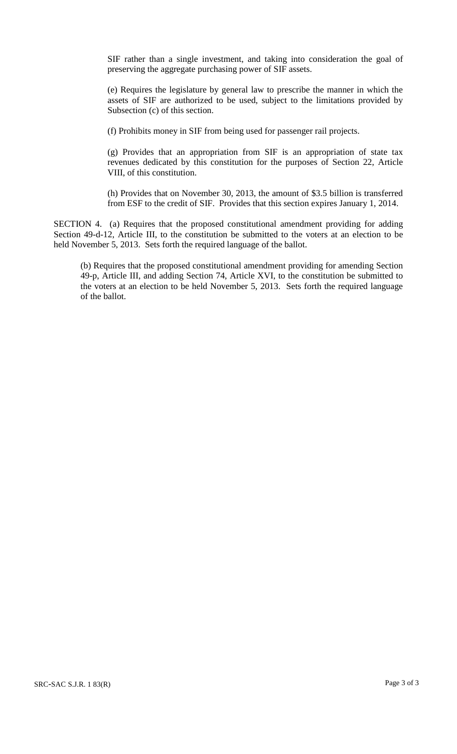SIF rather than a single investment, and taking into consideration the goal of preserving the aggregate purchasing power of SIF assets.

(e) Requires the legislature by general law to prescribe the manner in which the assets of SIF are authorized to be used, subject to the limitations provided by Subsection (c) of this section.

(f) Prohibits money in SIF from being used for passenger rail projects.

(g) Provides that an appropriation from SIF is an appropriation of state tax revenues dedicated by this constitution for the purposes of Section 22, Article VIII, of this constitution.

(h) Provides that on November 30, 2013, the amount of $3.5 billion is transferred from ESF to the credit of SIF. Provides that this section expires January 1, 2014.

SECTION 4. (a) Requires that the proposed constitutional amendment providing for adding Section 49-d-12, Article III, to the constitution be submitted to the voters at an election to be held November 5, 2013. Sets forth the required language of the ballot.

(b) Requires that the proposed constitutional amendment providing for amending Section 49-p, Article III, and adding Section 74, Article XVI, to the constitution be submitted to the voters at an election to be held November 5, 2013. Sets forth the required language of the ballot.